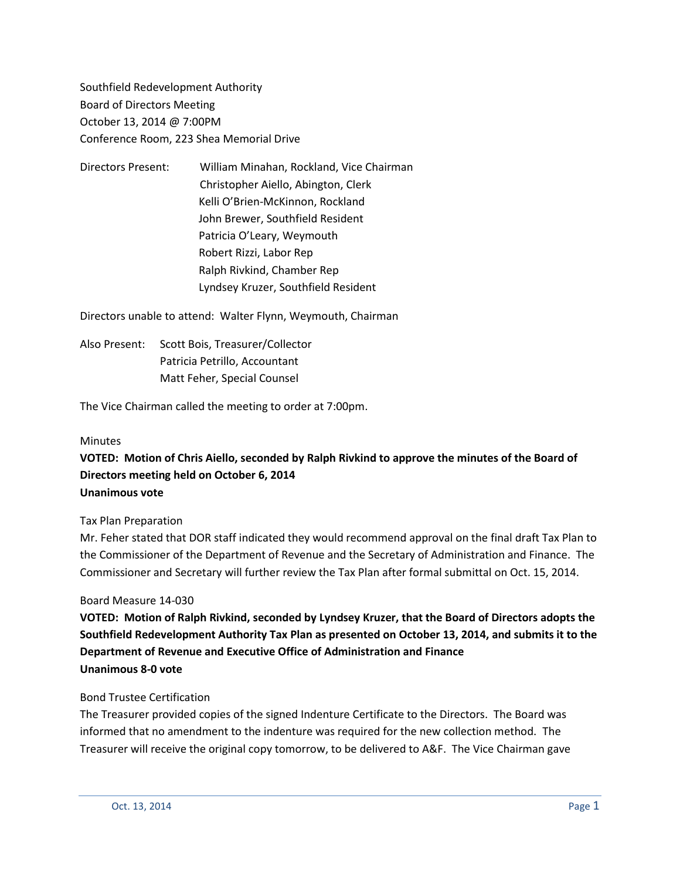Southfield Redevelopment Authority
Board of Directors Meeting
October 13, 2014 @ 7:00PM
Conference Room, 223 Shea Memorial Drive

Directors Present:
William Minahan, Rockland, Vice Chairman
Christopher Aiello, Abington, Clerk
Kelli O'Brien-McKinnon, Rockland
John Brewer, Southfield Resident
Patricia O'Leary, Weymouth
Robert Rizzi, Labor Rep
Ralph Rivkind, Chamber Rep
Lyndsey Kruzer, Southfield Resident

Directors unable to attend: Walter Flynn, Weymouth, Chairman

Also Present:
Scott Bois, Treasurer/Collector
Patricia Petrillo, Accountant
Matt Feher, Special Counsel

The Vice Chairman called the meeting to order at 7:00pm.

Minutes

**VOTED: Motion of Chris Aiello, seconded by Ralph Rivkind to approve the minutes of the Board of Directors meeting held on October 6, 2014**
**Unanimous vote**

Tax Plan Preparation

Mr. Feher stated that DOR staff indicated they would recommend approval on the final draft Tax Plan to the Commissioner of the Department of Revenue and the Secretary of Administration and Finance. The Commissioner and Secretary will further review the Tax Plan after formal submittal on Oct. 15, 2014.

Board Measure 14-030

**VOTED: Motion of Ralph Rivkind, seconded by Lyndsey Kruzer, that the Board of Directors adopts the Southfield Redevelopment Authority Tax Plan as presented on October 13, 2014, and submits it to the Department of Revenue and Executive Office of Administration and Finance**
**Unanimous 8-0 vote**

Bond Trustee Certification

The Treasurer provided copies of the signed Indenture Certificate to the Directors. The Board was informed that no amendment to the indenture was required for the new collection method. The Treasurer will receive the original copy tomorrow, to be delivered to A&F. The Vice Chairman gave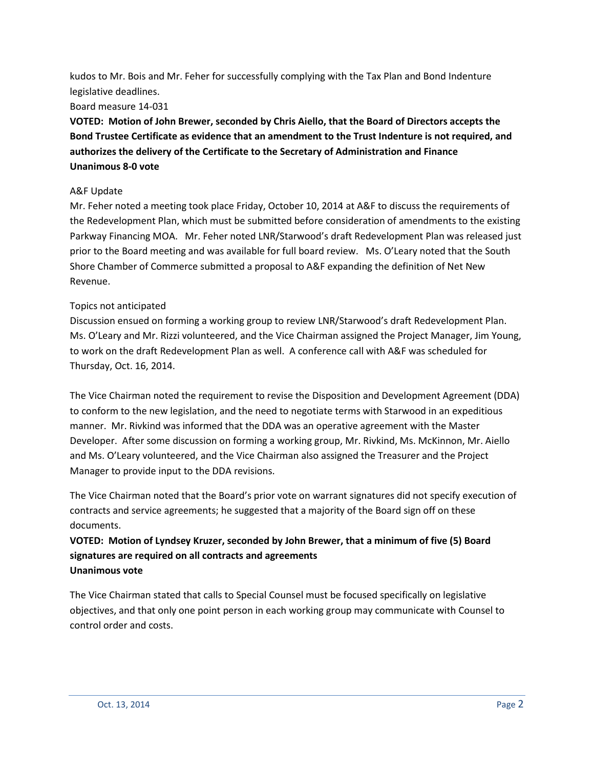kudos to Mr. Bois and Mr. Feher for successfully complying with the Tax Plan and Bond Indenture legislative deadlines.

Board measure 14-031

**VOTED: Motion of John Brewer, seconded by Chris Aiello, that the Board of Directors accepts the Bond Trustee Certificate as evidence that an amendment to the Trust Indenture is not required, and authorizes the delivery of the Certificate to the Secretary of Administration and Finance**
**Unanimous 8-0 vote**

A&F Update

Mr. Feher noted a meeting took place Friday, October 10, 2014 at A&F to discuss the requirements of the Redevelopment Plan, which must be submitted before consideration of amendments to the existing Parkway Financing MOA. Mr. Feher noted LNR/Starwood's draft Redevelopment Plan was released just prior to the Board meeting and was available for full board review. Ms. O'Leary noted that the South Shore Chamber of Commerce submitted a proposal to A&F expanding the definition of Net New Revenue.

Topics not anticipated

Discussion ensued on forming a working group to review LNR/Starwood's draft Redevelopment Plan. Ms. O'Leary and Mr. Rizzi volunteered, and the Vice Chairman assigned the Project Manager, Jim Young, to work on the draft Redevelopment Plan as well. A conference call with A&F was scheduled for Thursday, Oct. 16, 2014.

The Vice Chairman noted the requirement to revise the Disposition and Development Agreement (DDA) to conform to the new legislation, and the need to negotiate terms with Starwood in an expeditious manner. Mr. Rivkind was informed that the DDA was an operative agreement with the Master Developer. After some discussion on forming a working group, Mr. Rivkind, Ms. McKinnon, Mr. Aiello and Ms. O'Leary volunteered, and the Vice Chairman also assigned the Treasurer and the Project Manager to provide input to the DDA revisions.

The Vice Chairman noted that the Board's prior vote on warrant signatures did not specify execution of contracts and service agreements; he suggested that a majority of the Board sign off on these documents.

**VOTED: Motion of Lyndsey Kruzer, seconded by John Brewer, that a minimum of five (5) Board signatures are required on all contracts and agreements**
**Unanimous vote**

The Vice Chairman stated that calls to Special Counsel must be focused specifically on legislative objectives, and that only one point person in each working group may communicate with Counsel to control order and costs.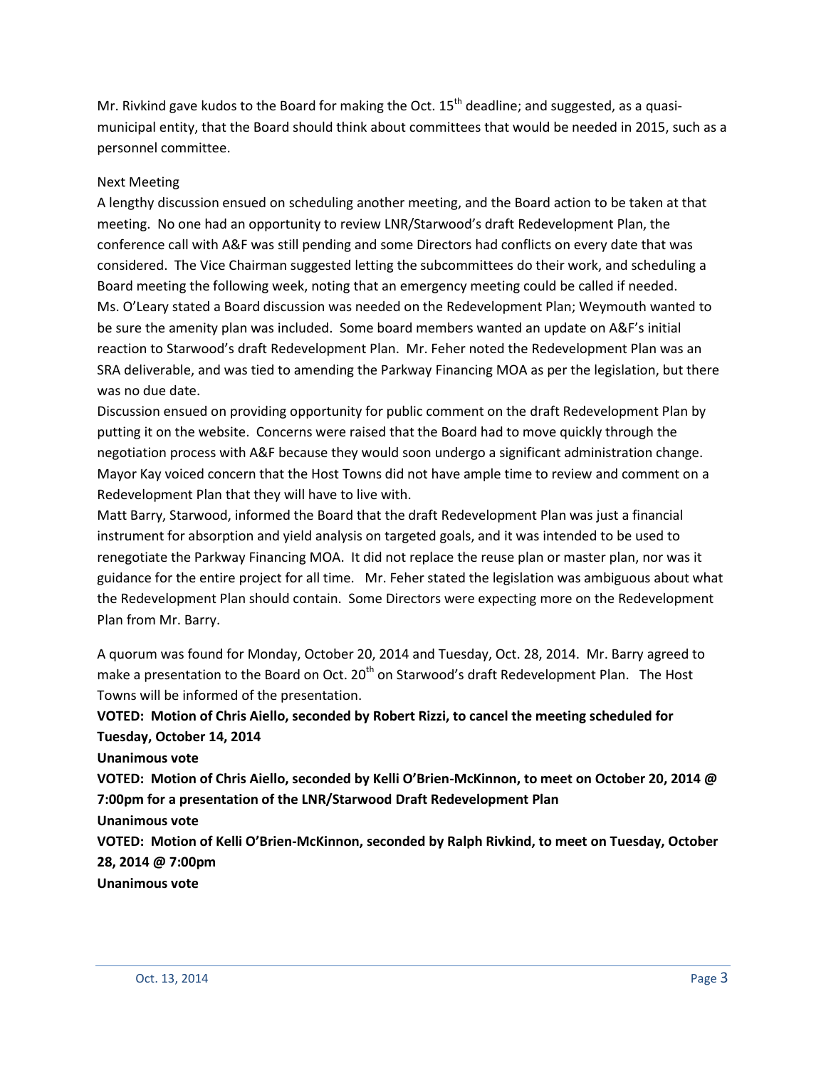Mr. Rivkind gave kudos to the Board for making the Oct. 15th deadline; and suggested, as a quasi-municipal entity, that the Board should think about committees that would be needed in 2015, such as a personnel committee.

Next Meeting

A lengthy discussion ensued on scheduling another meeting, and the Board action to be taken at that meeting. No one had an opportunity to review LNR/Starwood's draft Redevelopment Plan, the conference call with A&F was still pending and some Directors had conflicts on every date that was considered. The Vice Chairman suggested letting the subcommittees do their work, and scheduling a Board meeting the following week, noting that an emergency meeting could be called if needed.

Ms. O'Leary stated a Board discussion was needed on the Redevelopment Plan; Weymouth wanted to be sure the amenity plan was included. Some board members wanted an update on A&F's initial reaction to Starwood's draft Redevelopment Plan. Mr. Feher noted the Redevelopment Plan was an SRA deliverable, and was tied to amending the Parkway Financing MOA as per the legislation, but there was no due date.

Discussion ensued on providing opportunity for public comment on the draft Redevelopment Plan by putting it on the website. Concerns were raised that the Board had to move quickly through the negotiation process with A&F because they would soon undergo a significant administration change. Mayor Kay voiced concern that the Host Towns did not have ample time to review and comment on a Redevelopment Plan that they will have to live with.

Matt Barry, Starwood, informed the Board that the draft Redevelopment Plan was just a financial instrument for absorption and yield analysis on targeted goals, and it was intended to be used to renegotiate the Parkway Financing MOA. It did not replace the reuse plan or master plan, nor was it guidance for the entire project for all time. Mr. Feher stated the legislation was ambiguous about what the Redevelopment Plan should contain. Some Directors were expecting more on the Redevelopment Plan from Mr. Barry.

A quorum was found for Monday, October 20, 2014 and Tuesday, Oct. 28, 2014. Mr. Barry agreed to make a presentation to the Board on Oct. 20th on Starwood's draft Redevelopment Plan. The Host Towns will be informed of the presentation.

**VOTED: Motion of Chris Aiello, seconded by Robert Rizzi, to cancel the meeting scheduled for Tuesday, October 14, 2014**
**Unanimous vote**

**VOTED: Motion of Chris Aiello, seconded by Kelli O'Brien-McKinnon, to meet on October 20, 2014 @ 7:00pm for a presentation of the LNR/Starwood Draft Redevelopment Plan**
**Unanimous vote**

**VOTED: Motion of Kelli O'Brien-McKinnon, seconded by Ralph Rivkind, to meet on Tuesday, October 28, 2014 @ 7:00pm**
**Unanimous vote**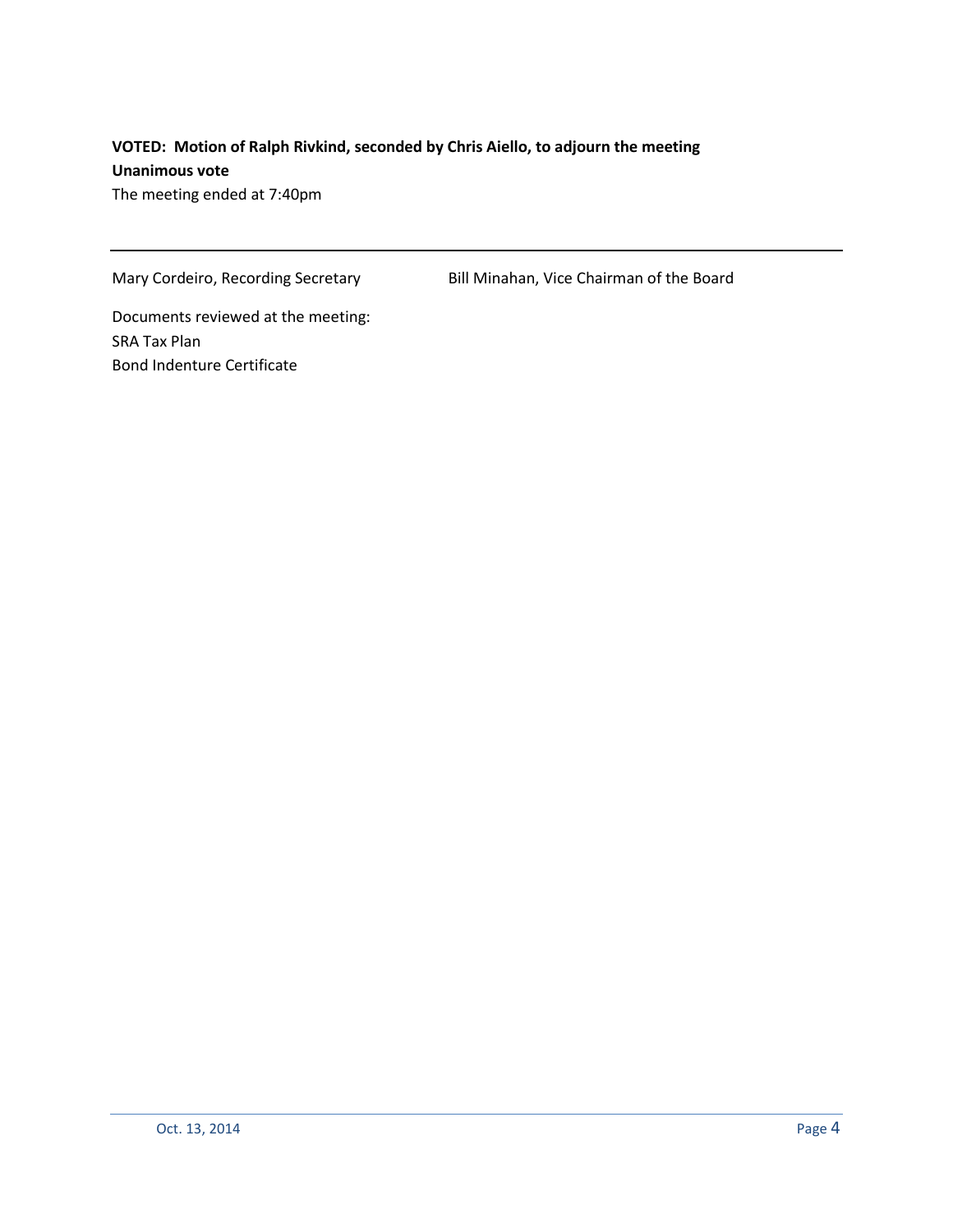**VOTED: Motion of Ralph Rivkind, seconded by Chris Aiello, to adjourn the meeting**
**Unanimous vote**
The meeting ended at 7:40pm

---

Mary Cordeiro, Recording Secretary

Bill Minahan, Vice Chairman of the Board

Documents reviewed at the meeting:
SRA Tax Plan
Bond Indenture Certificate